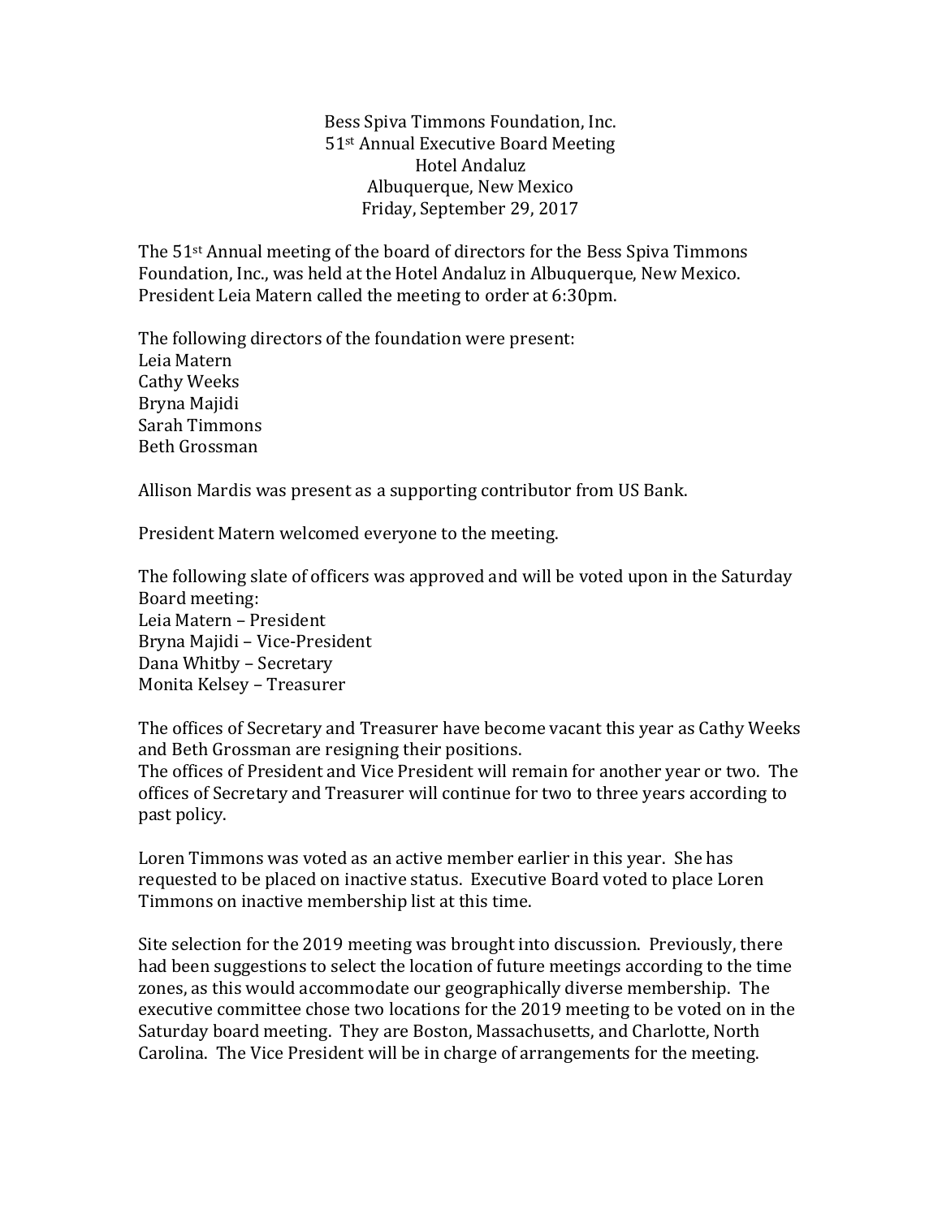# Bess Spiva Timmons Foundation, Inc.
## 51st Annual Executive Board Meeting
### Hotel Andaluz
### Albuquerque, New Mexico
### Friday, September 29, 2017

The 51st Annual meeting of the board of directors for the Bess Spiva Timmons Foundation, Inc., was held at the Hotel Andaluz in Albuquerque, New Mexico. President Leia Matern called the meeting to order at 6:30pm.

The following directors of the foundation were present:
Leia Matern
Cathy Weeks
Bryna Majidi
Sarah Timmons
Beth Grossman

Allison Mardis was present as a supporting contributor from US Bank.

President Matern welcomed everyone to the meeting.

The following slate of officers was approved and will be voted upon in the Saturday Board meeting:
Leia Matern – President
Bryna Majidi – Vice-President
Dana Whitby – Secretary
Monita Kelsey – Treasurer

The offices of Secretary and Treasurer have become vacant this year as Cathy Weeks and Beth Grossman are resigning their positions.
The offices of President and Vice President will remain for another year or two. The offices of Secretary and Treasurer will continue for two to three years according to past policy.

Loren Timmons was voted as an active member earlier in this year. She has requested to be placed on inactive status. Executive Board voted to place Loren Timmons on inactive membership list at this time.

Site selection for the 2019 meeting was brought into discussion. Previously, there had been suggestions to select the location of future meetings according to the time zones, as this would accommodate our geographically diverse membership. The executive committee chose two locations for the 2019 meeting to be voted on in the Saturday board meeting. They are Boston, Massachusetts, and Charlotte, North Carolina. The Vice President will be in charge of arrangements for the meeting.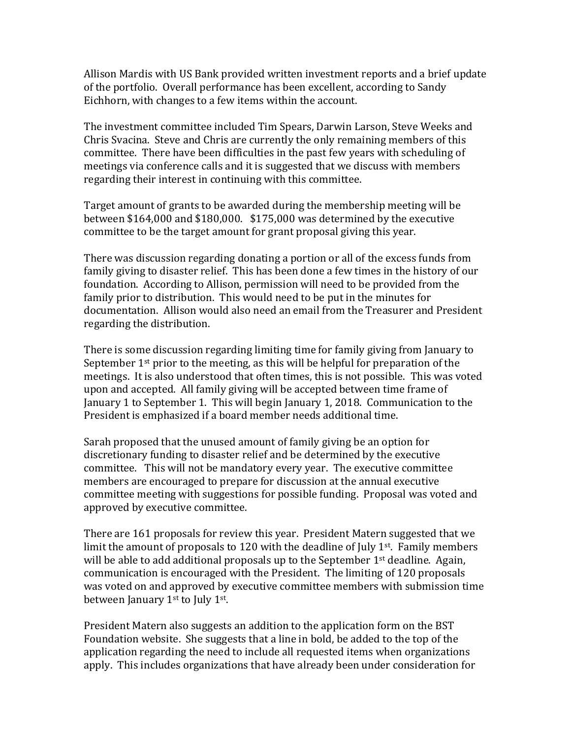Allison Mardis with US Bank provided written investment reports and a brief update of the portfolio. Overall performance has been excellent, according to Sandy Eichhorn, with changes to a few items within the account.

The investment committee included Tim Spears, Darwin Larson, Steve Weeks and Chris Svacina. Steve and Chris are currently the only remaining members of this committee. There have been difficulties in the past few years with scheduling of meetings via conference calls and it is suggested that we discuss with members regarding their interest in continuing with this committee.

Target amount of grants to be awarded during the membership meeting will be between $164,000 and $180,000. $175,000 was determined by the executive committee to be the target amount for grant proposal giving this year.

There was discussion regarding donating a portion or all of the excess funds from family giving to disaster relief. This has been done a few times in the history of our foundation. According to Allison, permission will need to be provided from the family prior to distribution. This would need to be put in the minutes for documentation. Allison would also need an email from the Treasurer and President regarding the distribution.

There is some discussion regarding limiting time for family giving from January to September 1st prior to the meeting, as this will be helpful for preparation of the meetings. It is also understood that often times, this is not possible. This was voted upon and accepted. All family giving will be accepted between time frame of January 1 to September 1. This will begin January 1, 2018. Communication to the President is emphasized if a board member needs additional time.

Sarah proposed that the unused amount of family giving be an option for discretionary funding to disaster relief and be determined by the executive committee. This will not be mandatory every year. The executive committee members are encouraged to prepare for discussion at the annual executive committee meeting with suggestions for possible funding. Proposal was voted and approved by executive committee.

There are 161 proposals for review this year. President Matern suggested that we limit the amount of proposals to 120 with the deadline of July 1st. Family members will be able to add additional proposals up to the September 1st deadline. Again, communication is encouraged with the President. The limiting of 120 proposals was voted on and approved by executive committee members with submission time between January 1st to July 1st.

President Matern also suggests an addition to the application form on the BST Foundation website. She suggests that a line in bold, be added to the top of the application regarding the need to include all requested items when organizations apply. This includes organizations that have already been under consideration for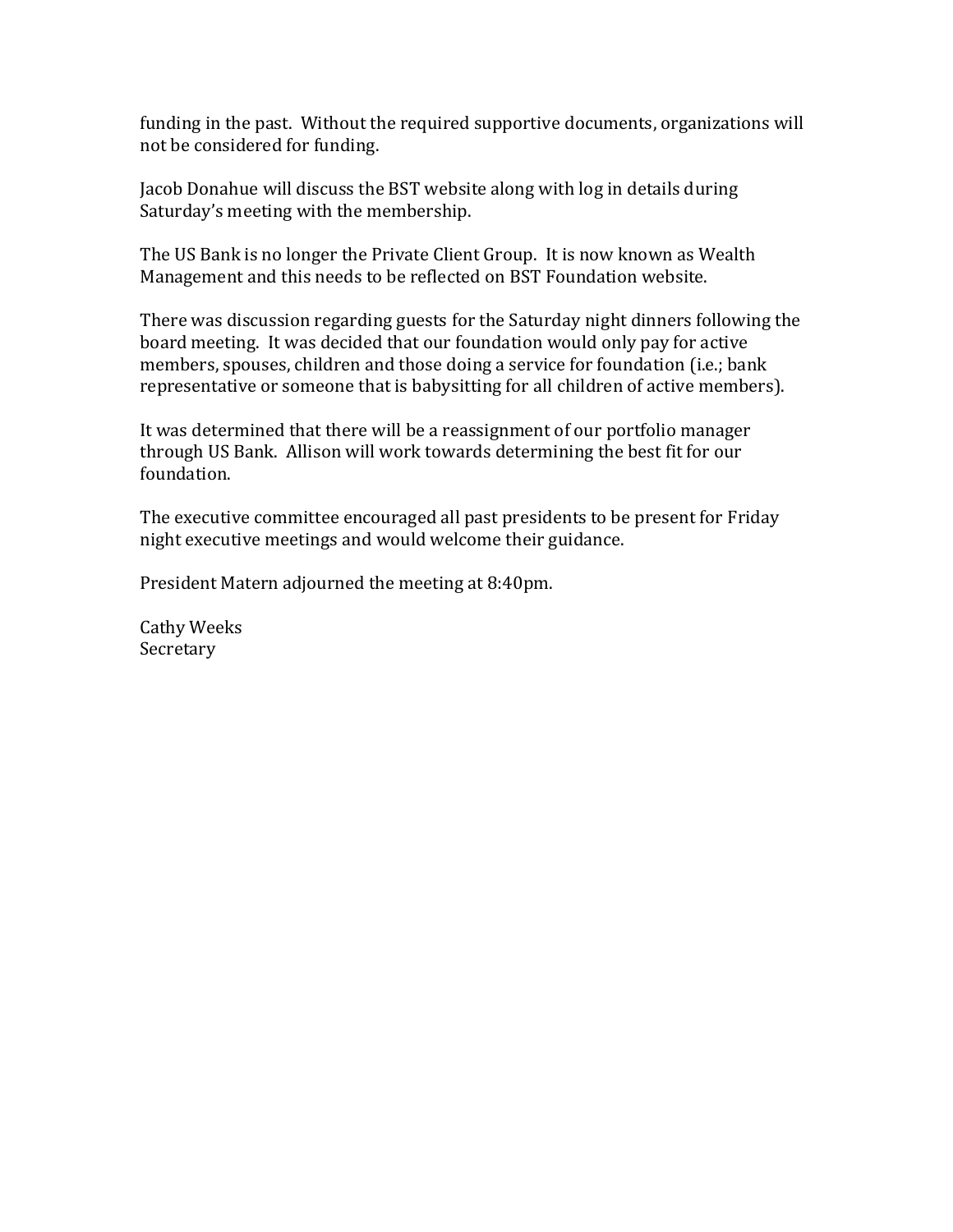funding in the past. Without the required supportive documents, organizations will not be considered for funding.

Jacob Donahue will discuss the BST website along with log in details during Saturday's meeting with the membership.

The US Bank is no longer the Private Client Group. It is now known as Wealth Management and this needs to be reflected on BST Foundation website.

There was discussion regarding guests for the Saturday night dinners following the board meeting. It was decided that our foundation would only pay for active members, spouses, children and those doing a service for foundation (i.e.; bank representative or someone that is babysitting for all children of active members).

It was determined that there will be a reassignment of our portfolio manager through US Bank. Allison will work towards determining the best fit for our foundation.

The executive committee encouraged all past presidents to be present for Friday night executive meetings and would welcome their guidance.

President Matern adjourned the meeting at 8:40pm.

Cathy Weeks
Secretary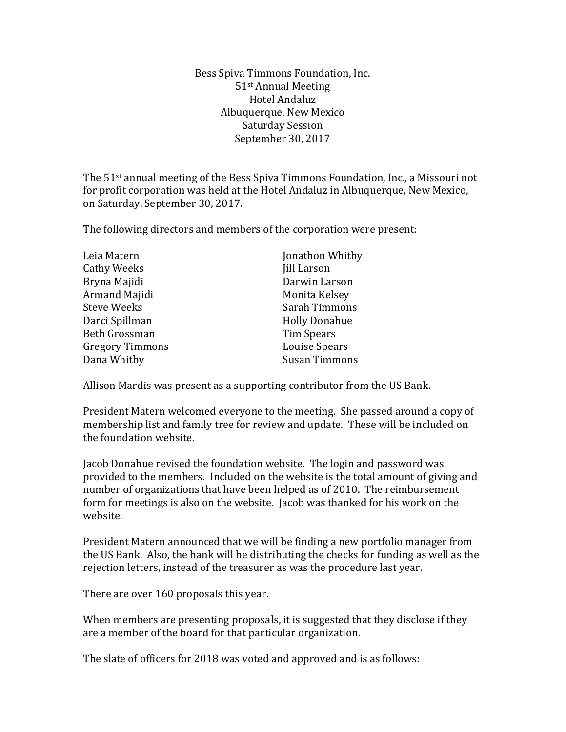Bess Spiva Timmons Foundation, Inc.
51st Annual Meeting
Hotel Andaluz
Albuquerque, New Mexico
Saturday Session
September 30, 2017

The 51st annual meeting of the Bess Spiva Timmons Foundation, Inc., a Missouri not for profit corporation was held at the Hotel Andaluz in Albuquerque, New Mexico, on Saturday, September 30, 2017.

The following directors and members of the corporation were present:

| | |
|---|---|
| Leia Matern | Jonathon Whitby |
| Cathy Weeks | Jill Larson |
| Bryna Majidi | Darwin Larson |
| Armand Majidi | Monita Kelsey |
| Steve Weeks | Sarah Timmons |
| Darci Spillman | Holly Donahue |
| Beth Grossman | Tim Spears |
| Gregory Timmons | Louise Spears |
| Dana Whitby | Susan Timmons |

Allison Mardis was present as a supporting contributor from the US Bank.

President Matern welcomed everyone to the meeting. She passed around a copy of membership list and family tree for review and update. These will be included on the foundation website.

Jacob Donahue revised the foundation website. The login and password was provided to the members. Included on the website is the total amount of giving and number of organizations that have been helped as of 2010. The reimbursement form for meetings is also on the website. Jacob was thanked for his work on the website.

President Matern announced that we will be finding a new portfolio manager from the US Bank. Also, the bank will be distributing the checks for funding as well as the rejection letters, instead of the treasurer as was the procedure last year.

There are over 160 proposals this year.

When members are presenting proposals, it is suggested that they disclose if they are a member of the board for that particular organization.

The slate of officers for 2018 was voted and approved and is as follows: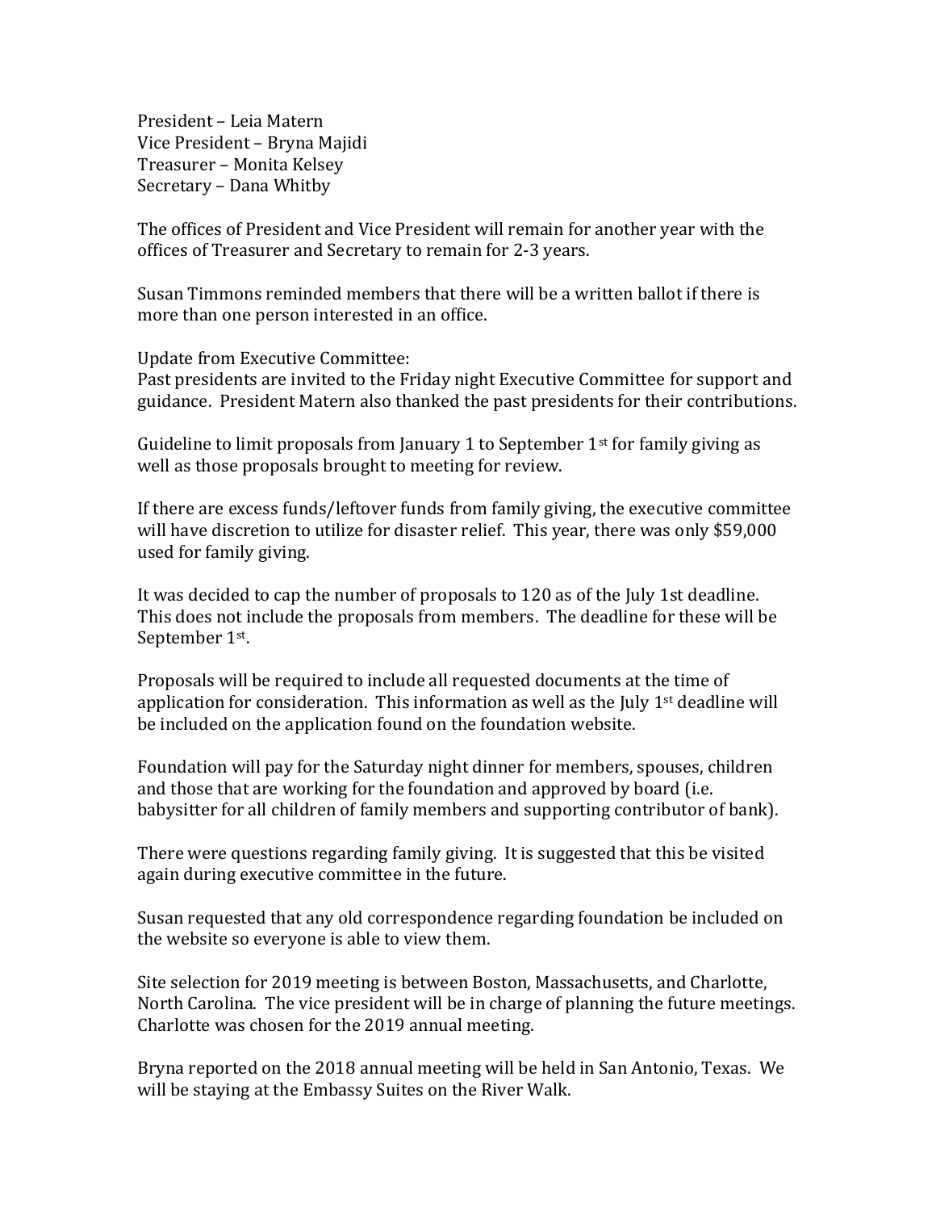President – Leia Matern
Vice President – Bryna Majidi
Treasurer – Monita Kelsey
Secretary – Dana Whitby

The offices of President and Vice President will remain for another year with the offices of Treasurer and Secretary to remain for 2-3 years.

Susan Timmons reminded members that there will be a written ballot if there is more than one person interested in an office.

Update from Executive Committee:
Past presidents are invited to the Friday night Executive Committee for support and guidance. President Matern also thanked the past presidents for their contributions.

Guideline to limit proposals from January 1 to September 1st for family giving as well as those proposals brought to meeting for review.

If there are excess funds/leftover funds from family giving, the executive committee will have discretion to utilize for disaster relief. This year, there was only $59,000 used for family giving.

It was decided to cap the number of proposals to 120 as of the July 1st deadline. This does not include the proposals from members. The deadline for these will be September 1st.

Proposals will be required to include all requested documents at the time of application for consideration. This information as well as the July 1st deadline will be included on the application found on the foundation website.

Foundation will pay for the Saturday night dinner for members, spouses, children and those that are working for the foundation and approved by board (i.e. babysitter for all children of family members and supporting contributor of bank).

There were questions regarding family giving. It is suggested that this be visited again during executive committee in the future.

Susan requested that any old correspondence regarding foundation be included on the website so everyone is able to view them.

Site selection for 2019 meeting is between Boston, Massachusetts, and Charlotte, North Carolina. The vice president will be in charge of planning the future meetings. Charlotte was chosen for the 2019 annual meeting.

Bryna reported on the 2018 annual meeting will be held in San Antonio, Texas. We will be staying at the Embassy Suites on the River Walk.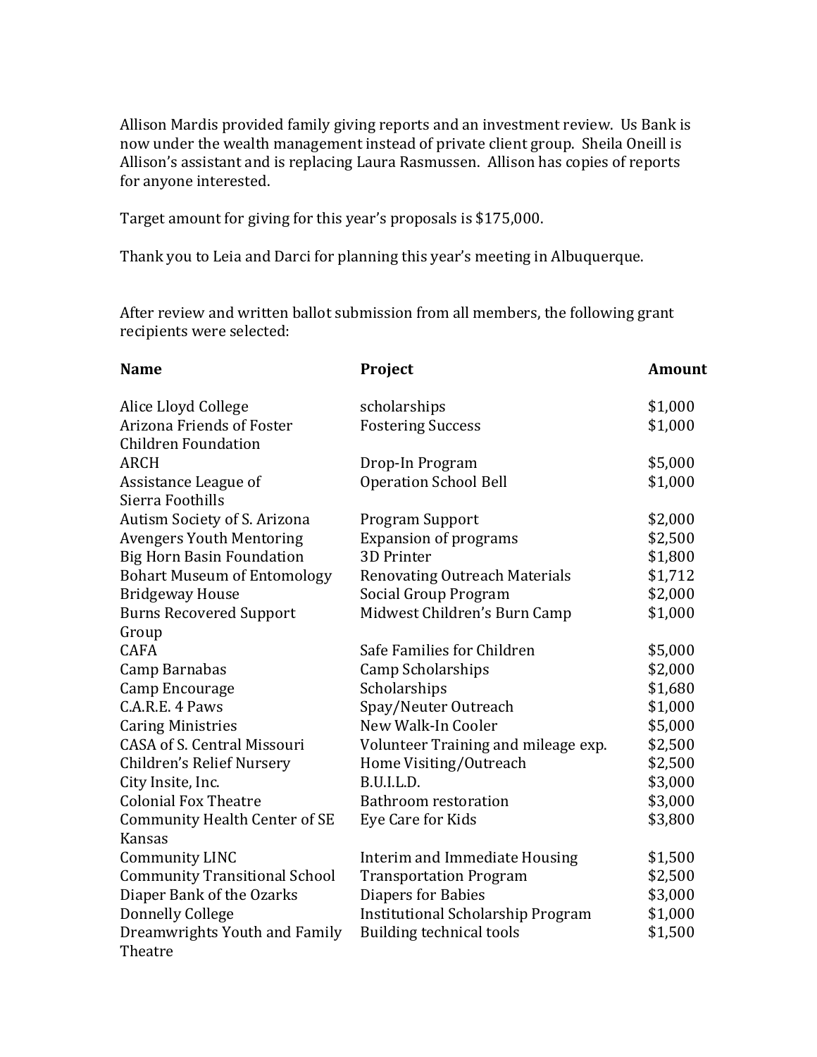Allison Mardis provided family giving reports and an investment review. Us Bank is now under the wealth management instead of private client group. Sheila Oneill is Allison's assistant and is replacing Laura Rasmussen. Allison has copies of reports for anyone interested.

Target amount for giving for this year's proposals is $175,000.

Thank you to Leia and Darci for planning this year's meeting in Albuquerque.

After review and written ballot submission from all members, the following grant recipients were selected:

| **Name** | **Project** | **Amount** |
|---|---|---|
| Alice Lloyd College | scholarships | $1,000 |
| Arizona Friends of Foster Children Foundation | Fostering Success | $1,000 |
| ARCH | Drop-In Program | $5,000 |
| Assistance League of Sierra Foothills | Operation School Bell | $1,000 |
| Autism Society of S. Arizona | Program Support | $2,000 |
| Avengers Youth Mentoring | Expansion of programs | $2,500 |
| Big Horn Basin Foundation | 3D Printer | $1,800 |
| Bohart Museum of Entomology | Renovating Outreach Materials | $1,712 |
| Bridgeway House | Social Group Program | $2,000 |
| Burns Recovered Support Group | Midwest Children's Burn Camp | $1,000 |
| CAFA | Safe Families for Children | $5,000 |
| Camp Barnabas | Camp Scholarships | $2,000 |
| Camp Encourage | Scholarships | $1,680 |
| C.A.R.E. 4 Paws | Spay/Neuter Outreach | $1,000 |
| Caring Ministries | New Walk-In Cooler | $5,000 |
| CASA of S. Central Missouri | Volunteer Training and mileage exp. | $2,500 |
| Children's Relief Nursery | Home Visiting/Outreach | $2,500 |
| City Insite, Inc. | B.U.I.L.D. | $3,000 |
| Colonial Fox Theatre | Bathroom restoration | $3,000 |
| Community Health Center of SE Kansas | Eye Care for Kids | $3,800 |
| Community LINC | Interim and Immediate Housing | $1,500 |
| Community Transitional School | Transportation Program | $2,500 |
| Diaper Bank of the Ozarks | Diapers for Babies | $3,000 |
| Donnelly College | Institutional Scholarship Program | $1,000 |
| Dreamwrights Youth and Family Theatre | Building technical tools | $1,500 |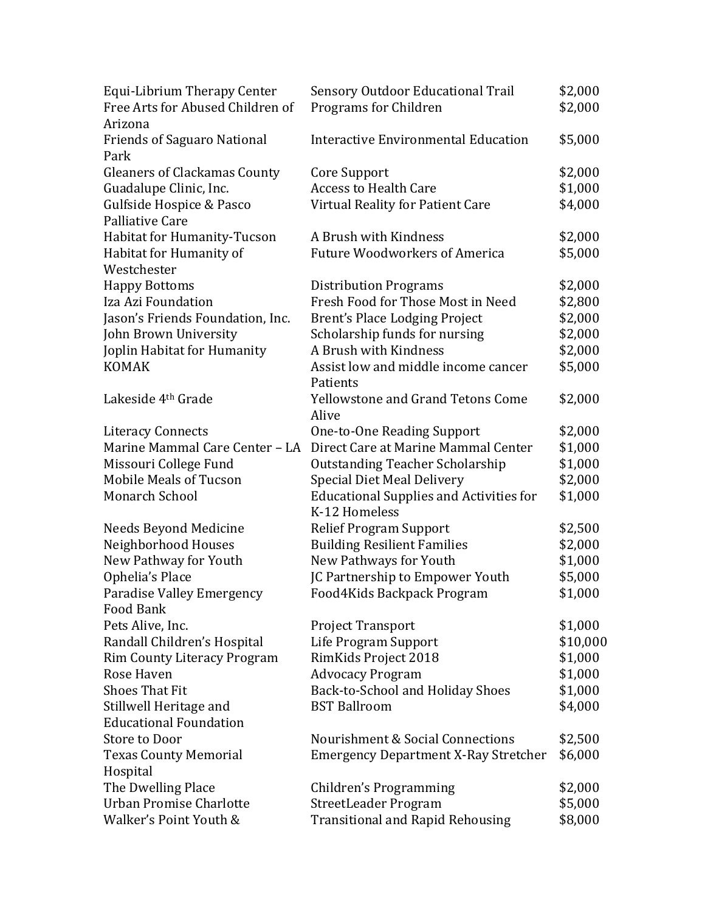| | | |
|---|---|---|
| Equi-Librium Therapy Center | Sensory Outdoor Educational Trail | $2,000 |
| Free Arts for Abused Children of Arizona | Programs for Children | $2,000 |
| Friends of Saguaro National Park | Interactive Environmental Education | $5,000 |
| Gleaners of Clackamas County | Core Support | $2,000 |
| Guadalupe Clinic, Inc. | Access to Health Care | $1,000 |
| Gulfside Hospice & Pasco Palliative Care | Virtual Reality for Patient Care | $4,000 |
| Habitat for Humanity-Tucson | A Brush with Kindness | $2,000 |
| Habitat for Humanity of Westchester | Future Woodworkers of America | $5,000 |
| Happy Bottoms | Distribution Programs | $2,000 |
| Iza Azi Foundation | Fresh Food for Those Most in Need | $2,800 |
| Jason's Friends Foundation, Inc. | Brent's Place Lodging Project | $2,000 |
| John Brown University | Scholarship funds for nursing | $2,000 |
| Joplin Habitat for Humanity | A Brush with Kindness | $2,000 |
| KOMAK | Assist low and middle income cancer Patients | $5,000 |
| Lakeside 4th Grade | Yellowstone and Grand Tetons Come Alive | $2,000 |
| Literacy Connects | One-to-One Reading Support | $2,000 |
| Marine Mammal Care Center – LA | Direct Care at Marine Mammal Center | $1,000 |
| Missouri College Fund | Outstanding Teacher Scholarship | $1,000 |
| Mobile Meals of Tucson | Special Diet Meal Delivery | $2,000 |
| Monarch School | Educational Supplies and Activities for K-12 Homeless | $1,000 |
| Needs Beyond Medicine | Relief Program Support | $2,500 |
| Neighborhood Houses | Building Resilient Families | $2,000 |
| New Pathway for Youth | New Pathways for Youth | $1,000 |
| Ophelia's Place | JC Partnership to Empower Youth | $5,000 |
| Paradise Valley Emergency Food Bank | Food4Kids Backpack Program | $1,000 |
| Pets Alive, Inc. | Project Transport | $1,000 |
| Randall Children's Hospital | Life Program Support | $10,000 |
| Rim County Literacy Program | RimKids Project 2018 | $1,000 |
| Rose Haven | Advocacy Program | $1,000 |
| Shoes That Fit | Back-to-School and Holiday Shoes | $1,000 |
| Stillwell Heritage and Educational Foundation | BST Ballroom | $4,000 |
| Store to Door | Nourishment & Social Connections | $2,500 |
| Texas County Memorial Hospital | Emergency Department X-Ray Stretcher | $6,000 |
| The Dwelling Place | Children's Programming | $2,000 |
| Urban Promise Charlotte | StreetLeader Program | $5,000 |
| Walker's Point Youth & | Transitional and Rapid Rehousing | $8,000 |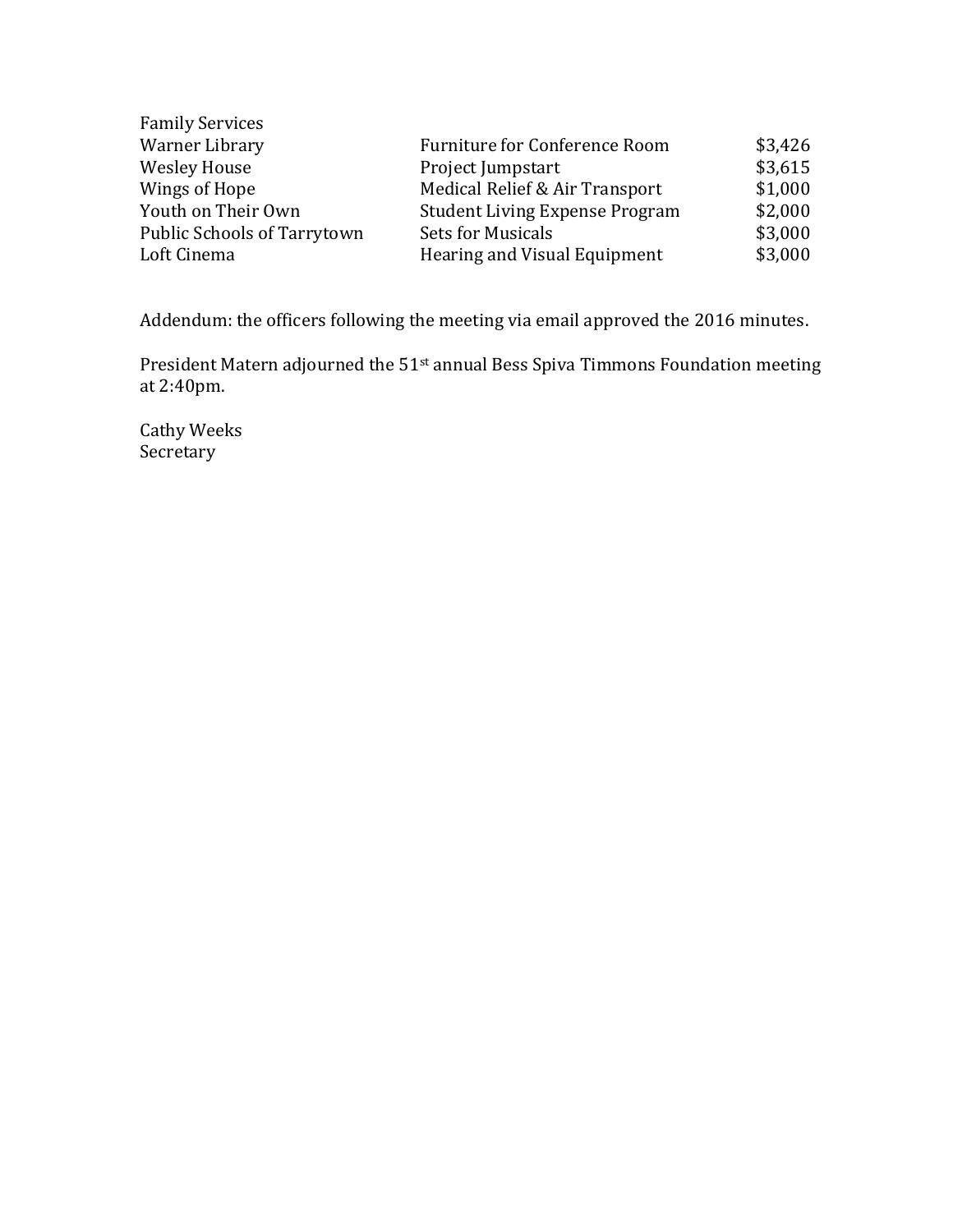| | | |
|---|---|---|
| Family Services | | |
| Warner Library | Furniture for Conference Room | $3,426 |
| Wesley House | Project Jumpstart | $3,615 |
| Wings of Hope | Medical Relief & Air Transport | $1,000 |
| Youth on Their Own | Student Living Expense Program | $2,000 |
| Public Schools of Tarrytown | Sets for Musicals | $3,000 |
| Loft Cinema | Hearing and Visual Equipment | $3,000 |

Addendum: the officers following the meeting via email approved the 2016 minutes.

President Matern adjourned the 51st annual Bess Spiva Timmons Foundation meeting at 2:40pm.

Cathy Weeks
Secretary